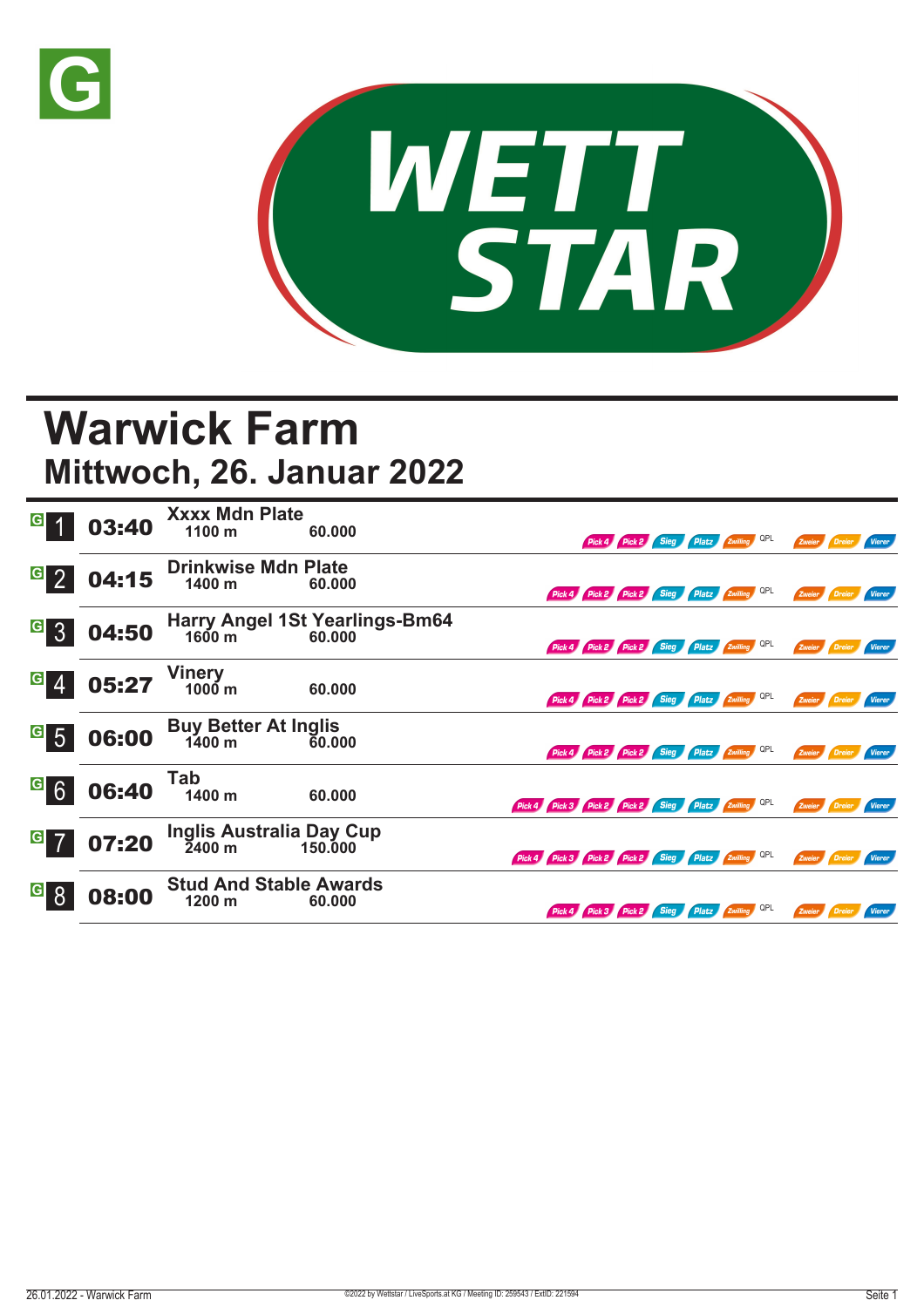G

WETT STAR

# Warwick Farm
## Mittwoch, 26. Januar 2022

| Nr. | Zeit | Rennen | Distanz | Preisgeld | Wetten |
|---|---|---|---|---|---|
| G 1 | 03:40 | Xxxx Mdn Plate | 1100 m | 60.000 | Pick 4, Pick 2, Sieg, Platz, Zwilling, QPL, Zweier, Dreier, Vierer |
| G 2 | 04:15 | Drinkwise Mdn Plate | 1400 m | 60.000 | Pick 4, Pick 2, Pick 2, Sieg, Platz, Zwilling, QPL, Zweier, Dreier, Vierer |
| G 3 | 04:50 | Harry Angel 1St Yearlings-Bm64 | 1600 m | 60.000 | Pick 4, Pick 2, Pick 2, Sieg, Platz, Zwilling, QPL, Zweier, Dreier, Vierer |
| G 4 | 05:27 | Vinery | 1000 m | 60.000 | Pick 4, Pick 2, Pick 2, Sieg, Platz, Zwilling, QPL, Zweier, Dreier, Vierer |
| G 5 | 06:00 | Buy Better At Inglis | 1400 m | 60.000 | Pick 4, Pick 2, Pick 2, Sieg, Platz, Zwilling, QPL, Zweier, Dreier, Vierer |
| G 6 | 06:40 | Tab | 1400 m | 60.000 | Pick 4, Pick 3, Pick 2, Pick 2, Sieg, Platz, Zwilling, QPL, Zweier, Dreier, Vierer |
| G 7 | 07:20 | Inglis Australia Day Cup | 2400 m | 150.000 | Pick 4, Pick 3, Pick 2, Pick 2, Sieg, Platz, Zwilling, QPL, Zweier, Dreier, Vierer |
| G 8 | 08:00 | Stud And Stable Awards | 1200 m | 60.000 | Pick 4, Pick 3, Pick 2, Sieg, Platz, Zwilling, QPL, Zweier, Dreier, Vierer |

26.01.2022 - Warwick Farm    ©2022 by Wettstar / LiveSports.at KG / Meeting ID: 259543 / ExtID: 221594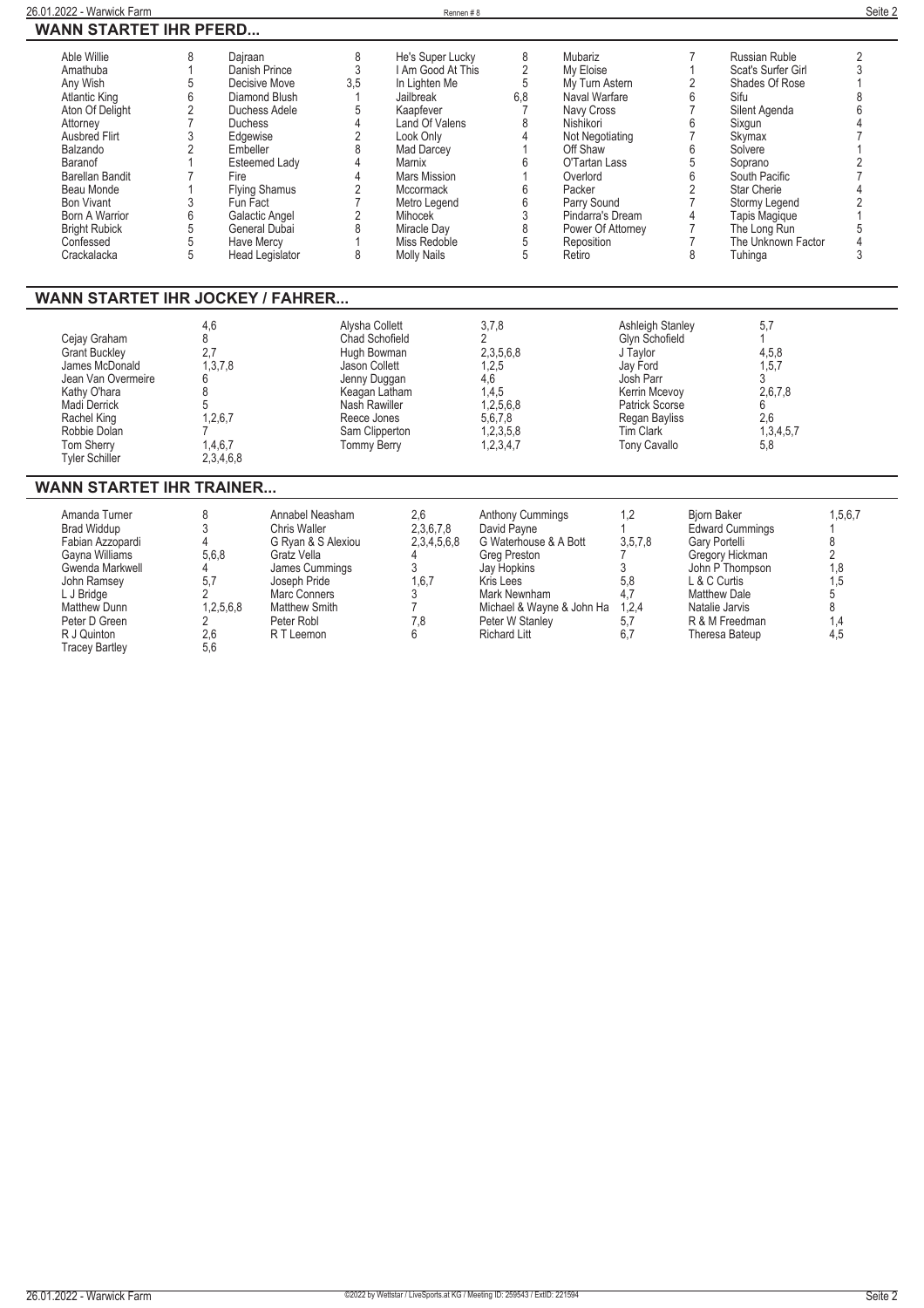## WANN STARTET IHR PFERD...

| Pferd | Rennen | Pferd | Rennen | Pferd | Rennen | Pferd | Rennen | Pferd | Rennen |
|---|---|---|---|---|---|---|---|---|---|
| Able Willie | 8 | Dajraan | 8 | He's Super Lucky | 8 | Mubariz | 7 | Russian Ruble | 2 |
| Amathuba | 1 | Danish Prince | 3 | I Am Good At This | 2 | My Eloise | 1 | Scat's Surfer Girl | 3 |
| Any Wish | 5 | Decisive Move | 3,5 | In Lighten Me | 5 | My Turn Astern | 2 | Shades Of Rose | 1 |
| Atlantic King | 6 | Diamond Blush | 1 | Jailbreak | 6,8 | Naval Warfare | 6 | Sifu | 8 |
| Aton Of Delight | 2 | Duchess Adele | 5 | Kaapfever | 7 | Navy Cross | 7 | Silent Agenda | 6 |
| Attorney | 7 | Duchess | 4 | Land Of Valens | 8 | Nishikori | 6 | Sixgun | 4 |
| Ausbred Flirt | 3 | Edgewise | 2 | Look Only | 4 | Not Negotiating | 7 | Skymax | 7 |
| Balzando | 2 | Embeller | 8 | Mad Darcey | 1 | Off Shaw | 6 | Solvere | 1 |
| Baranof | 1 | Esteemed Lady | 4 | Marnix | 6 | O'Tartan Lass | 5 | Soprano | 2 |
| Barellan Bandit | 7 | Fire | 4 | Mars Mission | 1 | Overlord | 6 | South Pacific | 7 |
| Beau Monde | 1 | Flying Shamus | 2 | Mccormack | 6 | Packer | 2 | Star Cherie | 4 |
| Bon Vivant | 3 | Fun Fact | 7 | Metro Legend | 6 | Parry Sound | 7 | Stormy Legend | 2 |
| Born A Warrior | 6 | Galactic Angel | 2 | Mihocek | 3 | Pindarra's Dream | 4 | Tapis Magique | 1 |
| Bright Rubick | 5 | General Dubai | 8 | Miracle Day | 8 | Power Of Attorney | 7 | The Long Run | 5 |
| Confessed | 5 | Have Mercy | 1 | Miss Redoble | 5 | Reposition | 7 | The Unknown Factor | 4 |
| Crackalacka | 5 | Head Legislator | 8 | Molly Nails | 5 | Retiro | 8 | Tuhinga | 3 |

## WANN STARTET IHR JOCKEY / FAHRER...

| Jockey | Rennen | Jockey | Rennen | Jockey | Rennen |
|---|---|---|---|---|---|
| | 4,6 | Alysha Collett | 3,7,8 | Ashleigh Stanley | 5,7 |
| Cejay Graham | 8 | Chad Schofield | 2 | Glyn Schofield | 1 |
| Grant Buckley | 2,7 | Hugh Bowman | 2,3,5,6,8 | J Taylor | 4,5,8 |
| James McDonald | 1,3,7,8 | Jason Collett | 1,2,5 | Jay Ford | 1,5,7 |
| Jean Van Overmeire | 6 | Jenny Duggan | 4,6 | Josh Parr | 3 |
| Kathy O'hara | 8 | Keagan Latham | 1,4,5 | Kerrin Mcevoy | 2,6,7,8 |
| Madi Derrick | 5 | Nash Rawiller | 1,2,5,6,8 | Patrick Scorse | 6 |
| Rachel King | 1,2,6,7 | Reece Jones | 5,6,7,8 | Regan Bayliss | 2,6 |
| Robbie Dolan | 7 | Sam Clipperton | 1,2,3,5,8 | Tim Clark | 1,3,4,5,7 |
| Tom Sherry | 1,4,6,7 | Tommy Berry | 1,2,3,4,7 | Tony Cavallo | 5,8 |
| Tyler Schiller | 2,3,4,6,8 | | | | |

## WANN STARTET IHR TRAINER...

| Trainer | Rennen | Trainer | Rennen | Trainer | Rennen | Trainer | Rennen |
|---|---|---|---|---|---|---|---|
| Amanda Turner | 8 | Annabel Neasham | 2,6 | Anthony Cummings | 1,2 | Bjorn Baker | 1,5,6,7 |
| Brad Widdup | 3 | Chris Waller | 2,3,6,7,8 | David Payne | 1 | Edward Cummings | 1 |
| Fabian Azzopardi | 4 | G Ryan & S Alexiou | 2,3,4,5,6,8 | G Waterhouse & A Bott | 3,5,7,8 | Gary Portelli | 8 |
| Gayna Williams | 5,6,8 | Gratz Vella | 4 | Greg Preston | 7 | Gregory Hickman | 2 |
| Gwenda Markwell | 4 | James Cummings | 3 | Jay Hopkins | 3 | John P Thompson | 1,8 |
| John Ramsey | 5,7 | Joseph Pride | 1,6,7 | Kris Lees | 5,8 | L & C Curtis | 1,5 |
| L J Bridge | 2 | Marc Conners | 3 | Mark Newnham | 4,7 | Matthew Dale | 5 |
| Matthew Dunn | 1,2,5,6,8 | Matthew Smith | 7 | Michael & Wayne & John Ha | 1,2,4 | Natalie Jarvis | 8 |
| Peter D Green | 2 | Peter Robl | 7,8 | Peter W Stanley | 5,7 | R & M Freedman | 1,4 |
| R J Quinton | 2,6 | R T Leemon | 6 | Richard Litt | 6,7 | Theresa Bateup | 4,5 |
| Tracey Bartley | 5,6 | | | | | | |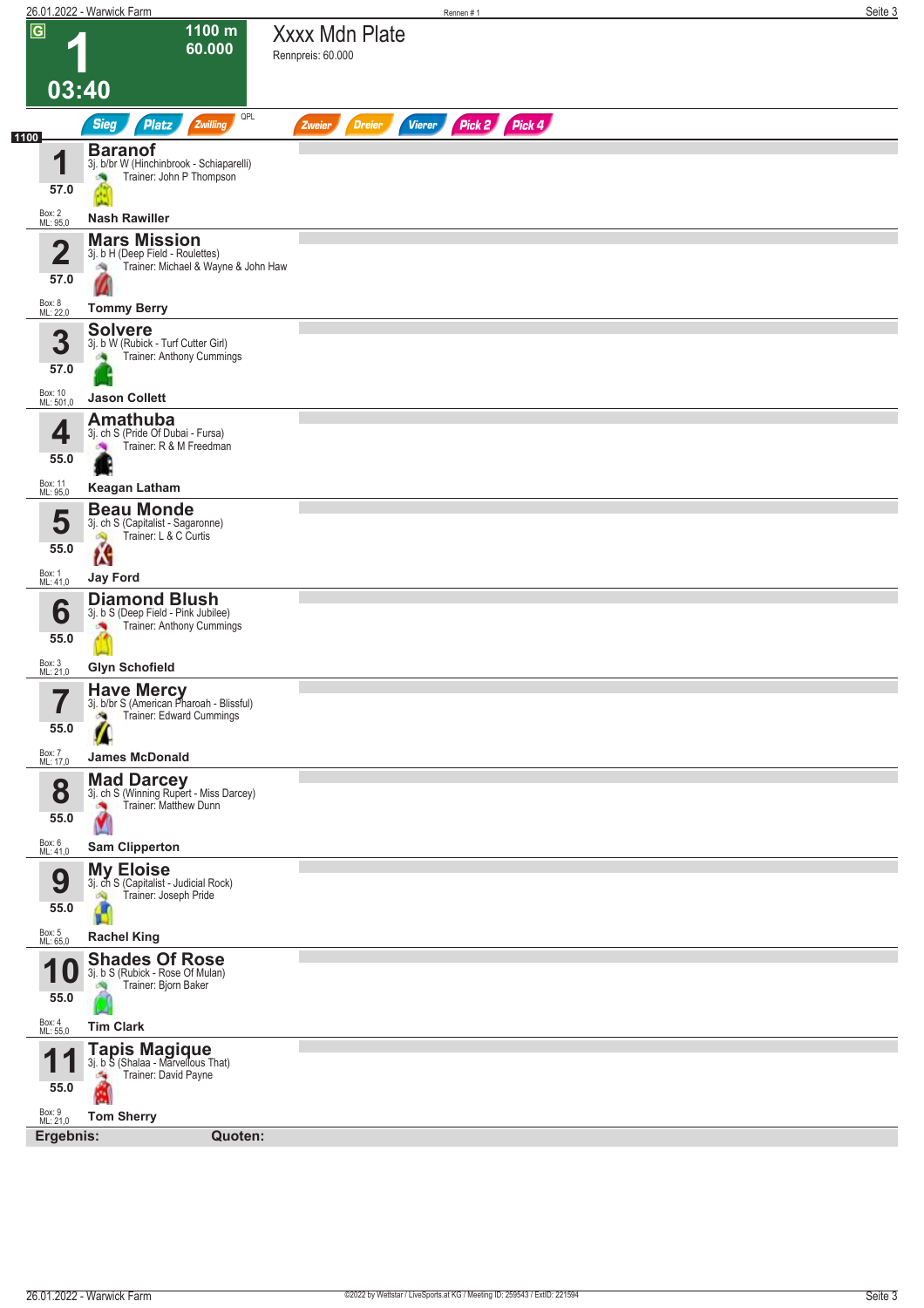# Xxxx Mdn Plate

Rennpreis: 60.000

**1** — 1100 m — 60.000 — 03:40

Sieg | Platz | Zwilling | QPL | Zweier | Dreier | Vierer | Pick 2 | Pick 4

1100

| Nr. | Gewicht | Box / ML | Pferd | Details | Trainer | Jockey |
|---|---|---|---|---|---|---|
| 1 | 57.0 | Box: 2 / ML: 95,0 | **Baranof** | 3j. b/br W (Hinchinbrook - Schiaparelli) | John P Thompson | **Nash Rawiller** |
| 2 | 57.0 | Box: 8 / ML: 22,0 | **Mars Mission** | 3j. b H (Deep Field - Roulettes) | Michael & Wayne & John Haw | **Tommy Berry** |
| 3 | 57.0 | Box: 10 / ML: 501,0 | **Solvere** | 3j. b W (Rubick - Turf Cutter Girl) | Anthony Cummings | **Jason Collett** |
| 4 | 55.0 | Box: 11 / ML: 95,0 | **Amathuba** | 3j. ch S (Pride Of Dubai - Fursa) | R & M Freedman | **Keagan Latham** |
| 5 | 55.0 | Box: 1 / ML: 41,0 | **Beau Monde** | 3j. ch S (Capitalist - Sagaronne) | L & C Curtis | **Jay Ford** |
| 6 | 55.0 | Box: 3 / ML: 21,0 | **Diamond Blush** | 3j. b S (Deep Field - Pink Jubilee) | Anthony Cummings | **Glyn Schofield** |
| 7 | 55.0 | Box: 7 / ML: 17,0 | **Have Mercy** | 3j. b/br S (American Pharoah - Blissful) | Edward Cummings | **James McDonald** |
| 8 | 55.0 | Box: 6 / ML: 41,0 | **Mad Darcey** | 3j. ch S (Winning Rupert - Miss Darcey) | Matthew Dunn | **Sam Clipperton** |
| 9 | 55.0 | Box: 5 / ML: 65,0 | **My Eloise** | 3j. ch S (Capitalist - Judicial Rock) | Joseph Pride | **Rachel King** |
| 10 | 55.0 | Box: 4 / ML: 55,0 | **Shades Of Rose** | 3j. b S (Rubick - Rose Of Mulan) | Bjorn Baker | **Tim Clark** |
| 11 | 55.0 | Box: 9 / ML: 21,0 | **Tapis Magique** | 3j. b S (Shalaa - Marvellous That) | David Payne | **Tom Sherry** |

**Ergebnis:** **Quoten:**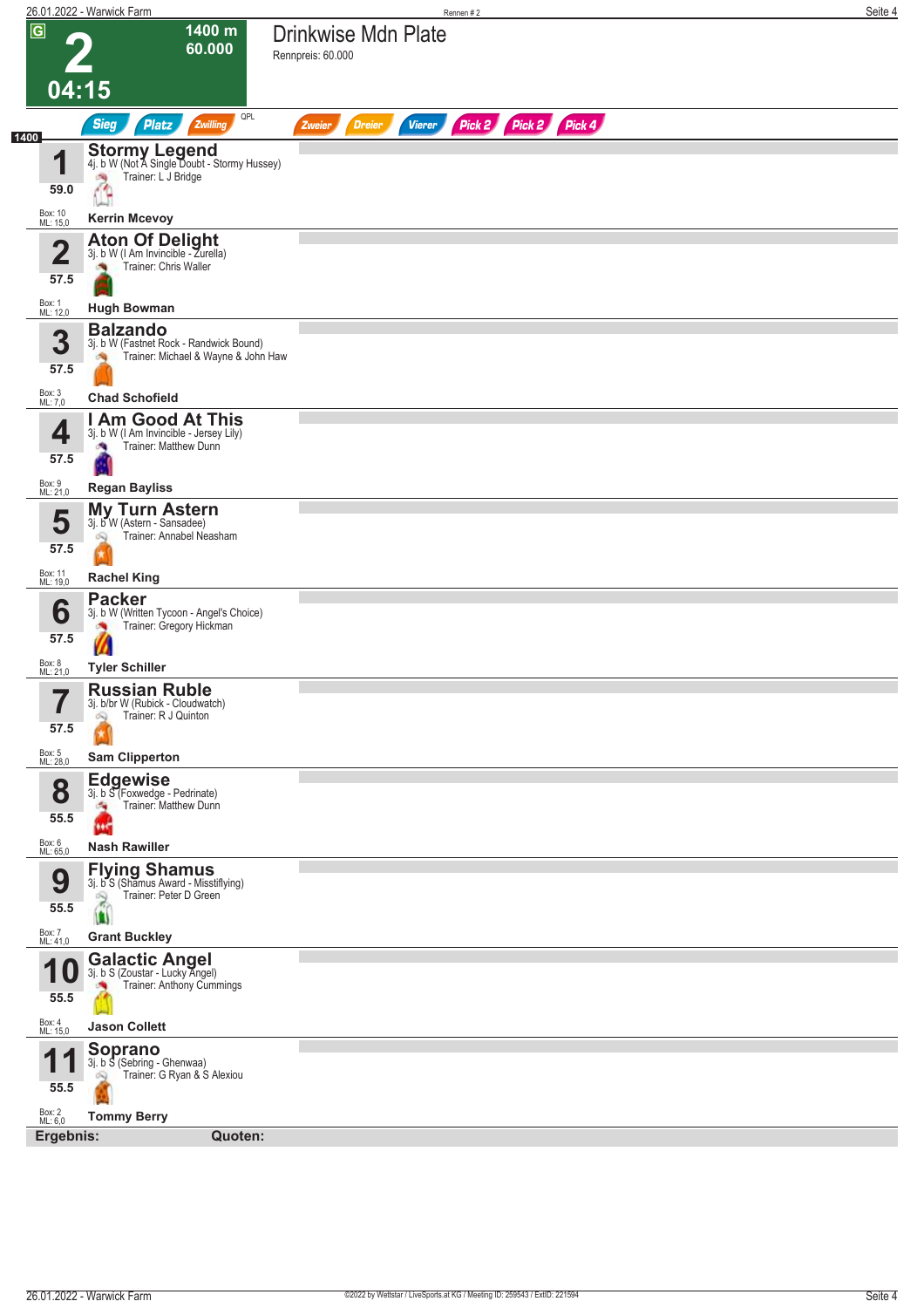# 2

**04:15**

1400 m
60.000

## Drinkwise Mdn Plate

Rennpreis: 60.000

Sieg | Platz | Zwilling | QPL | Zweier | Dreier | Vierer | Pick 2 | Pick 2 | Pick 4

1400

**1** **Stormy Legend**
4j. b W (Not A Single Doubt - Stormy Hussey)
Trainer: L J Bridge
59.0
Box: 10
ML: 15,0
**Kerrin Mcevoy**

**2** **Aton Of Delight**
3j. b W (I Am Invincible - Zurella)
Trainer: Chris Waller
57.5
Box: 1
ML: 12,0
**Hugh Bowman**

**3** **Balzando**
3j. b W (Fastnet Rock - Randwick Bound)
Trainer: Michael & Wayne & John Haw
57.5
Box: 3
ML: 7,0
**Chad Schofield**

**4** **I Am Good At This**
3j. b W (I Am Invincible - Jersey Lily)
Trainer: Matthew Dunn
57.5
Box: 9
ML: 21,0
**Regan Bayliss**

**5** **My Turn Astern**
3j. b W (Astern - Sansadee)
Trainer: Annabel Neasham
57.5
Box: 11
ML: 19,0
**Rachel King**

**6** **Packer**
3j. b W (Written Tycoon - Angel's Choice)
Trainer: Gregory Hickman
57.5
Box: 8
ML: 21,0
**Tyler Schiller**

**7** **Russian Ruble**
3j. b/br W (Rubick - Cloudwatch)
Trainer: R J Quinton
57.5
Box: 5
ML: 28,0
**Sam Clipperton**

**8** **Edgewise**
3j. b S (Foxwedge - Pedrinate)
Trainer: Matthew Dunn
55.5
Box: 6
ML: 65,0
**Nash Rawiller**

**9** **Flying Shamus**
3j. b S (Shamus Award - Misstifying)
Trainer: Peter D Green
55.5
Box: 7
ML: 41,0
**Grant Buckley**

**10** **Galactic Angel**
3j. b S (Zoustar - Lucky Angel)
Trainer: Anthony Cummings
55.5
Box: 4
ML: 15,0
**Jason Collett**

**11** **Soprano**
3j. b S (Sebring - Ghenwaa)
Trainer: G Ryan & S Alexiou
55.5
Box: 2
ML: 6,0
**Tommy Berry**

**Ergebnis:** **Quoten:**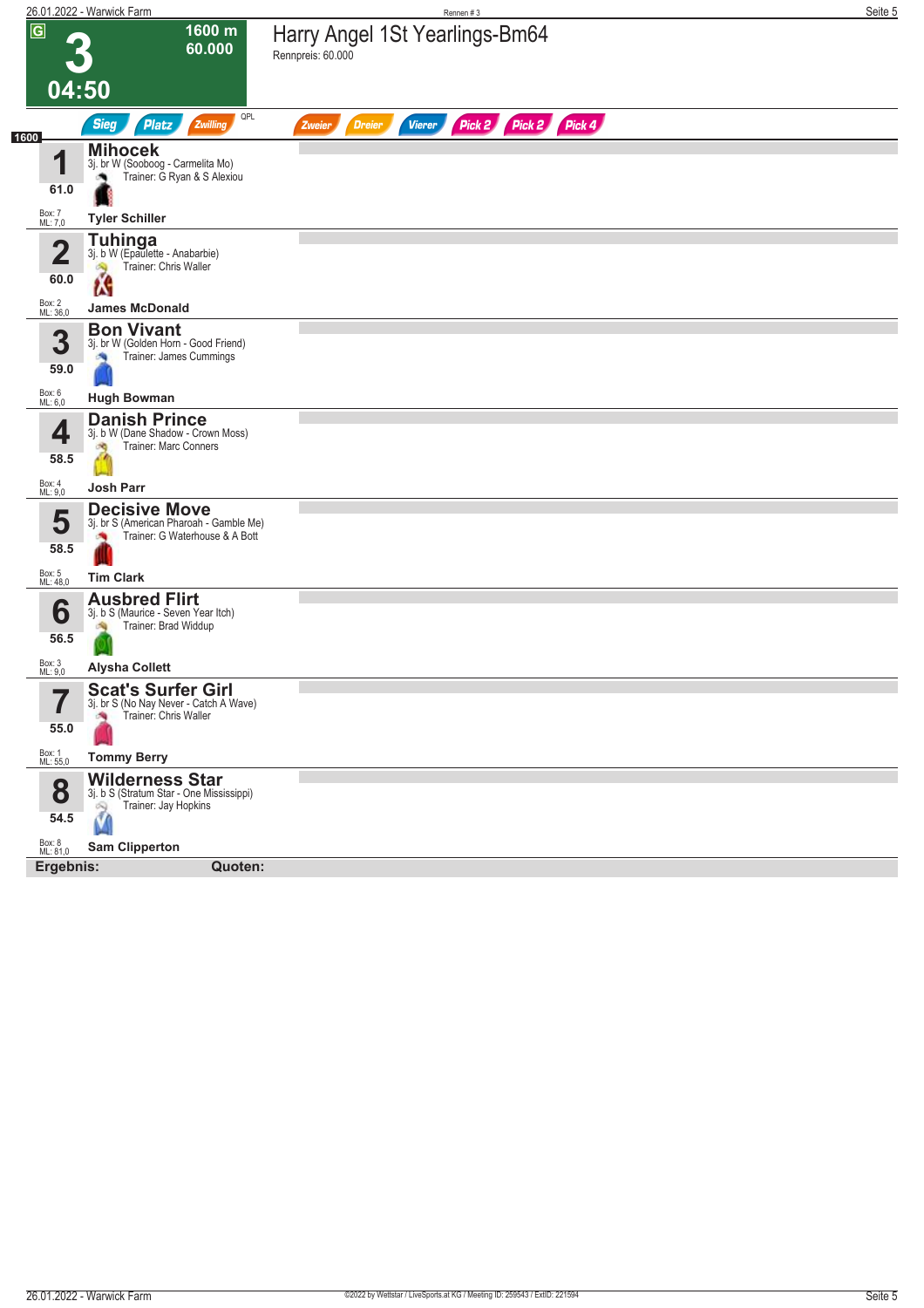# Rennen # 3

**G** **3** — 04:50 — 1600 m — 60.000

## Harry Angel 1St Yearlings-Bm64

Rennpreis: 60.000

Sieg | Platz | Zwilling | QPL | Zweier | Dreier | Vierer | Pick 2 | Pick 2 | Pick 4

**1600**

| Nr. | Gewicht | Box / ML | Pferd | Abstammung | Trainer | Jockey |
|---|---|---|---|---|---|---|
| 1 | 61.0 | Box: 7, ML: 7,0 | **Mihocek** | 3j. br W (Sooboog - Carmelita Mo) | G Ryan & S Alexiou | Tyler Schiller |
| 2 | 60.0 | Box: 2, ML: 36,0 | **Tuhinga** | 3j. b W (Epaulette - Anabarbie) | Chris Waller | James McDonald |
| 3 | 59.0 | Box: 6, ML: 6,0 | **Bon Vivant** | 3j. br W (Golden Horn - Good Friend) | James Cummings | Hugh Bowman |
| 4 | 58.5 | Box: 4, ML: 9,0 | **Danish Prince** | 3j. b W (Dane Shadow - Crown Moss) | Marc Conners | Josh Parr |
| 5 | 58.5 | Box: 5, ML: 48,0 | **Decisive Move** | 3j. br S (American Pharoah - Gamble Me) | G Waterhouse & A Bott | Tim Clark |
| 6 | 56.5 | Box: 3, ML: 9,0 | **Ausbred Flirt** | 3j. b S (Maurice - Seven Year Itch) | Brad Widdup | Alysha Collett |
| 7 | 55.0 | Box: 1, ML: 55,0 | **Scat's Surfer Girl** | 3j. br S (No Nay Never - Catch A Wave) | Chris Waller | Tommy Berry |
| 8 | 54.5 | Box: 8, ML: 81,0 | **Wilderness Star** | 3j. b S (Stratum Star - One Mississippi) | Jay Hopkins | Sam Clipperton |

**Ergebnis:** **Quoten:**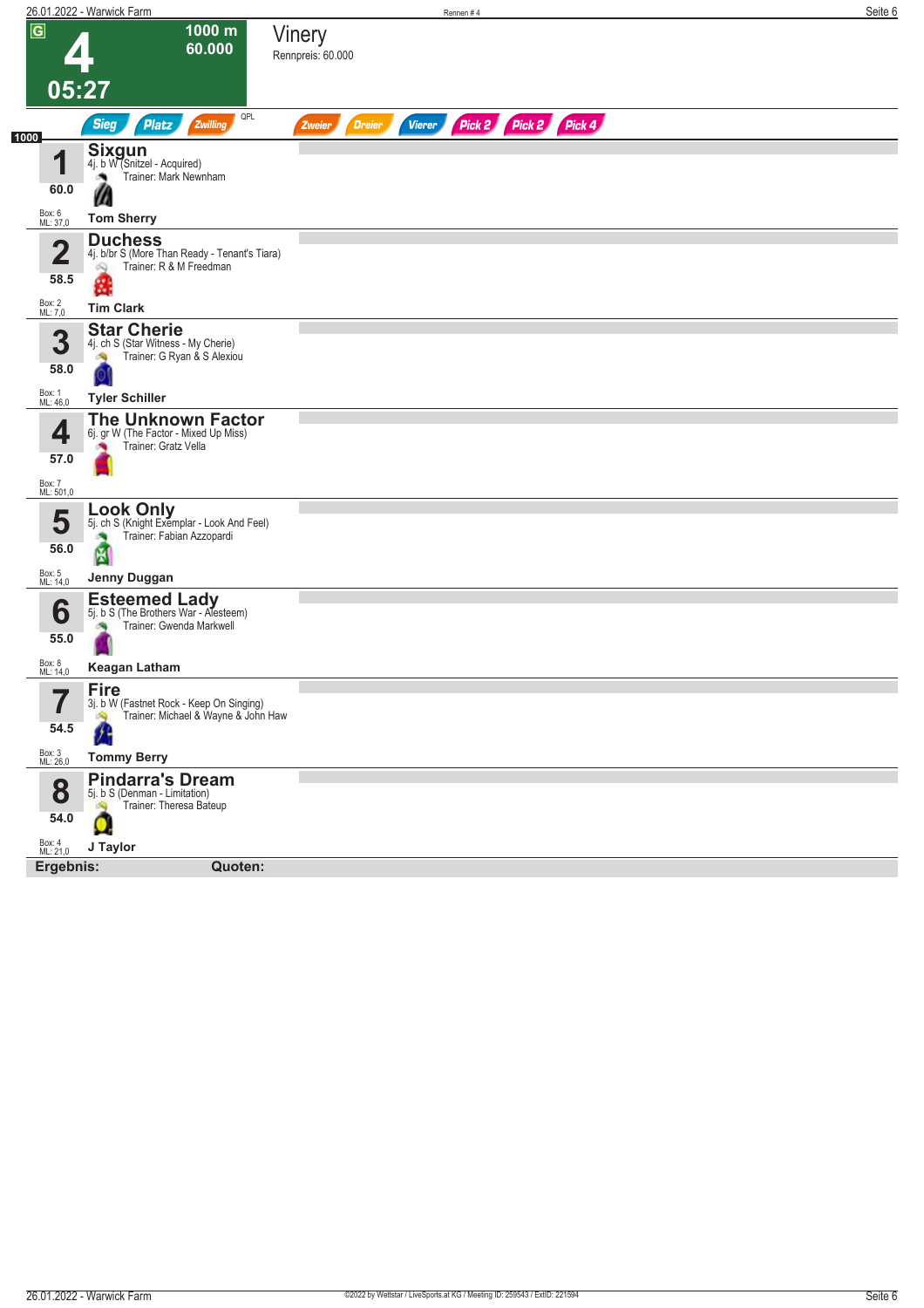# 4 — Vinery

**G** | 1000 m | 60.000 | 05:27

Rennpreis: 60.000

Sieg | Platz | Zwilling | QPL | Zweier | Dreier | Vierer | Pick 2 | Pick 2 | Pick 4

**1000**

| Nr. | Gewicht | Pferd | Abstammung | Trainer | Jockey | Box | ML |
|---|---|---|---|---|---|---|---|
| 1 | 60.0 | **Sixgun** | 4j. b W (Snitzel - Acquired) | Mark Newnham | Tom Sherry | 6 | 37,0 |
| 2 | 58.5 | **Duchess** | 4j. b/br S (More Than Ready - Tenant's Tiara) | R & M Freedman | Tim Clark | 2 | 7,0 |
| 3 | 58.0 | **Star Cherie** | 4j. ch S (Star Witness - My Cherie) | G Ryan & S Alexiou | Tyler Schiller | 1 | 46,0 |
| 4 | 57.0 | **The Unknown Factor** | 6j. gr W (The Factor - Mixed Up Miss) | Gratz Vella | | 7 | 501,0 |
| 5 | 56.0 | **Look Only** | 5j. ch S (Knight Exemplar - Look And Feel) | Fabian Azzopardi | Jenny Duggan | 5 | 14,0 |
| 6 | 55.0 | **Esteemed Lady** | 5j. b S (The Brothers War - Alesteem) | Gwenda Markwell | Keagan Latham | 8 | 14,0 |
| 7 | 54.5 | **Fire** | 3j. b W (Fastnet Rock - Keep On Singing) | Michael & Wayne & John Haw | Tommy Berry | 3 | 26,0 |
| 8 | 54.0 | **Pindarra's Dream** | 5j. b S (Denman - Limitation) | Theresa Bateup | J Taylor | 4 | 21,0 |

**Ergebnis:** **Quoten:**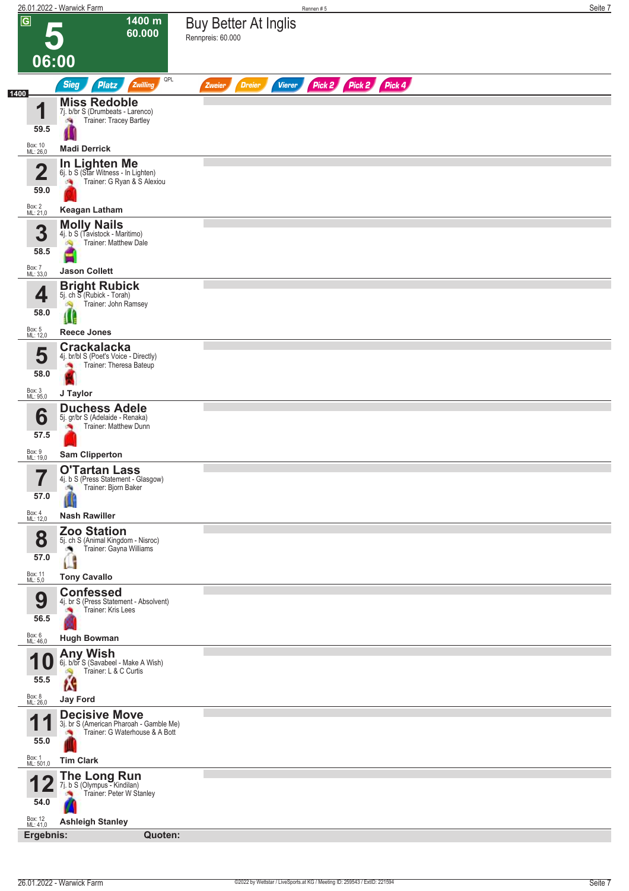# 5 — 06:00

**1400 m — 60.000**

## Buy Better At Inglis

Rennpreis: 60.000

Sieg | Platz | Zwilling | QPL | Zweier | Dreier | Vierer | Pick 2 | Pick 2 | Pick 4

**1400**

| Nr. | Gewicht | Box / ML | Pferd | Abstammung | Trainer | Jockey |
|---|---|---|---|---|---|---|
| 1 | 59.5 | Box: 10, ML: 26,0 | **Miss Redoble** | 7j. b/br S (Drumbeats - Larenco) | Trainer: Tracey Bartley | Madi Derrick |
| 2 | 59.0 | Box: 2, ML: 21,0 | **In Lighten Me** | 6j. b S (Star Witness - In Lighten) | Trainer: G Ryan & S Alexiou | Keagan Latham |
| 3 | 58.5 | Box: 7, ML: 33,0 | **Molly Nails** | 4j. b S (Tavistock - Maritimo) | Trainer: Matthew Dale | Jason Collett |
| 4 | 58.0 | Box: 5, ML: 12,0 | **Bright Rubick** | 5j. ch S (Rubick - Torah) | Trainer: John Ramsey | Reece Jones |
| 5 | 58.0 | Box: 3, ML: 95,0 | **Crackalacka** | 4j. br/bl S (Poet's Voice - Directly) | Trainer: Theresa Bateup | J Taylor |
| 6 | 57.5 | Box: 9, ML: 19,0 | **Duchess Adele** | 5j. gr/br S (Adelaide - Renaka) | Trainer: Matthew Dunn | Sam Clipperton |
| 7 | 57.0 | Box: 4, ML: 12,0 | **O'Tartan Lass** | 4j. b S (Press Statement - Glasgow) | Trainer: Bjorn Baker | Nash Rawiller |
| 8 | 57.0 | Box: 11, ML: 5,0 | **Zoo Station** | 5j. ch S (Animal Kingdom - Nisroc) | Trainer: Gayna Williams | Tony Cavallo |
| 9 | 56.5 | Box: 6, ML: 46,0 | **Confessed** | 4j. br S (Press Statement - Absolvent) | Trainer: Kris Lees | Hugh Bowman |
| 10 | 55.5 | Box: 8, ML: 26,0 | **Any Wish** | 6j. b/br S (Savabeel - Make A Wish) | Trainer: L & C Curtis | Jay Ford |
| 11 | 55.0 | Box: 1, ML: 501,0 | **Decisive Move** | 3j. br S (American Pharoah - Gamble Me) | Trainer: G Waterhouse & A Bott | Tim Clark |
| 12 | 54.0 | Box: 12, ML: 41,0 | **The Long Run** | 7j. b S (Olympus - Kindilan) | Trainer: Peter W Stanley | Ashleigh Stanley |

**Ergebnis:** **Quoten:**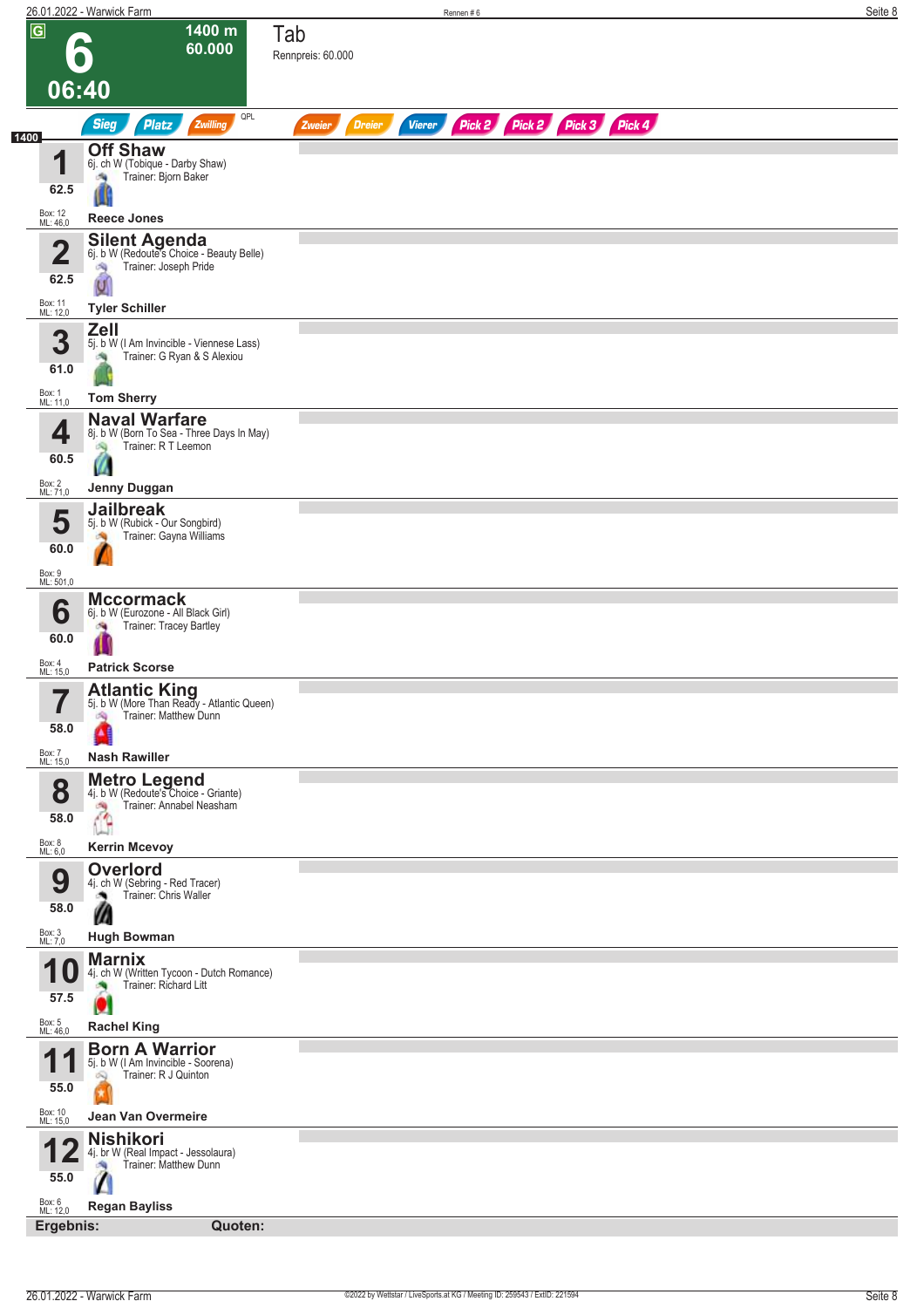# 6

**1400 m**
**60.000**

**06:40**

## Tab

Rennpreis: 60.000

Sieg | Platz | Zwilling | QPL | Zweier | Dreier | Vierer | Pick 2 | Pick 2 | Pick 3 | Pick 4

**1400**

| Nr. | Pferd | Gewicht | Box | ML | Reiter |
|---|---|---|---|---|---|
| 1 | **Off Shaw** 6j. ch W (Tobique - Darby Shaw) Trainer: Bjorn Baker | 62.5 | 12 | 46,0 | **Reece Jones** |
| 2 | **Silent Agenda** 6j. b W (Redoute's Choice - Beauty Belle) Trainer: Joseph Pride | 62.5 | 11 | 12,0 | **Tyler Schiller** |
| 3 | **Zell** 5j. b W (I Am Invincible - Viennese Lass) Trainer: G Ryan & S Alexiou | 61.0 | 1 | 11,0 | **Tom Sherry** |
| 4 | **Naval Warfare** 8j. b W (Born To Sea - Three Days In May) Trainer: R T Leemon | 60.5 | 2 | 71,0 | **Jenny Duggan** |
| 5 | **Jailbreak** 5j. b W (Rubick - Our Songbird) Trainer: Gayna Williams | 60.0 | 9 | 501,0 | |
| 6 | **Mccormack** 6j. b W (Eurozone - All Black Girl) Trainer: Tracey Bartley | 60.0 | 4 | 15,0 | **Patrick Scorse** |
| 7 | **Atlantic King** 5j. b W (More Than Ready - Atlantic Queen) Trainer: Matthew Dunn | 58.0 | 7 | 15,0 | **Nash Rawiller** |
| 8 | **Metro Legend** 4j. b W (Redoute's Choice - Griante) Trainer: Annabel Neasham | 58.0 | 8 | 6,0 | **Kerrin Mcevoy** |
| 9 | **Overlord** 4j. ch W (Sebring - Red Tracer) Trainer: Chris Waller | 58.0 | 3 | 7,0 | **Hugh Bowman** |
| 10 | **Marnix** 4j. ch W (Written Tycoon - Dutch Romance) Trainer: Richard Litt | 57.5 | 5 | 46,0 | **Rachel King** |
| 11 | **Born A Warrior** 5j. b W (I Am Invincible - Soorena) Trainer: R J Quinton | 55.0 | 10 | 15,0 | **Jean Van Overmeire** |
| 12 | **Nishikori** 4j. br W (Real Impact - Jessolaura) Trainer: Matthew Dunn | 55.0 | 6 | 12,0 | **Regan Bayliss** |

**Ergebnis:** **Quoten:**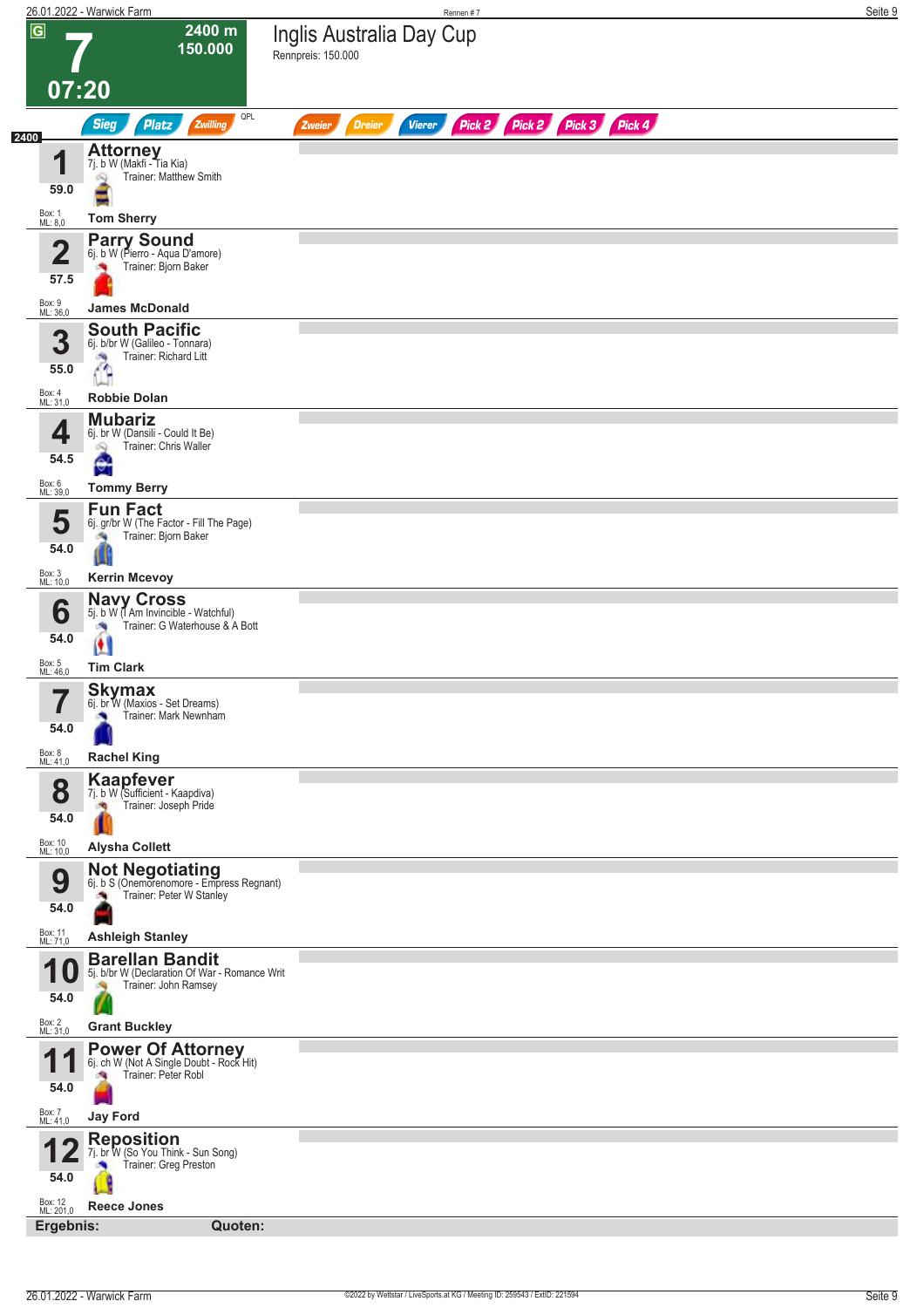# 7 — Inglis Australia Day Cup

**2400 m** | **150.000** | **07:20**

Rennpreis: 150.000

Sieg | Platz | Zwilling | QPL | Zweier | Dreier | Vierer | Pick 2 | Pick 2 | Pick 3 | Pick 4

**2400**

| Nr. | Pferd | Abstammung | Trainer | Jockey | Gewicht | Box | ML |
|---|---|---|---|---|---|---|---|
| 1 | **Attorney** | 7j. b W (Makfi - Tia Kia) | Matthew Smith | Tom Sherry | 59.0 | 1 | 8,0 |
| 2 | **Parry Sound** | 6j. b W (Pierro - Aqua D'amore) | Bjorn Baker | James McDonald | 57.5 | 9 | 36,0 |
| 3 | **South Pacific** | 6j. b/br W (Galileo - Tonnara) | Richard Litt | Robbie Dolan | 55.0 | 4 | 31,0 |
| 4 | **Mubariz** | 6j. br W (Dansili - Could It Be) | Chris Waller | Tommy Berry | 54.5 | 6 | 39,0 |
| 5 | **Fun Fact** | 6j. gr/br W (The Factor - Fill The Page) | Bjorn Baker | Kerrin Mcevoy | 54.0 | 3 | 10,0 |
| 6 | **Navy Cross** | 5j. b W (I Am Invincible - Watchful) | G Waterhouse & A Bott | Tim Clark | 54.0 | 5 | 46,0 |
| 7 | **Skymax** | 6j. br W (Maxios - Set Dreams) | Mark Newnham | Rachel King | 54.0 | 8 | 41,0 |
| 8 | **Kaapfever** | 7j. b W (Sufficient - Kaapdiva) | Joseph Pride | Alysha Collett | 54.0 | 10 | 10,0 |
| 9 | **Not Negotiating** | 6j. b S (Onemorenomore - Empress Regnant) | Peter W Stanley | Ashleigh Stanley | 54.0 | 11 | 71,0 |
| 10 | **Barellan Bandit** | 5j. b/br W (Declaration Of War - Romance Writ | John Ramsey | Grant Buckley | 54.0 | 2 | 31,0 |
| 11 | **Power Of Attorney** | 6j. ch W (Not A Single Doubt - Rock Hit) | Peter Robl | Jay Ford | 54.0 | 7 | 41,0 |
| 12 | **Reposition** | 7j. br W (So You Think - Sun Song) | Greg Preston | Reece Jones | 54.0 | 12 | 201,0 |

**Ergebnis:** **Quoten:**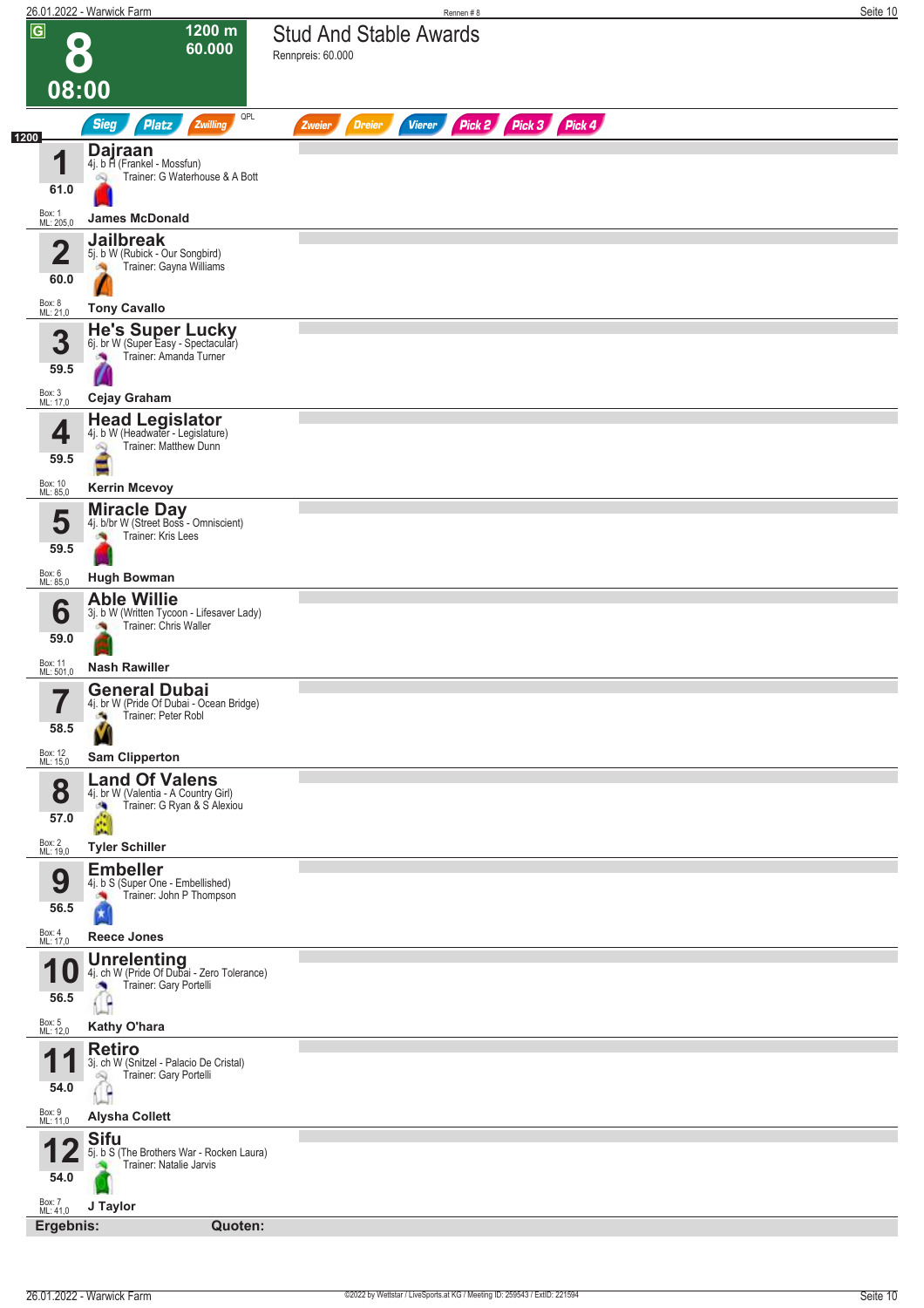# 8

**1200 m**
**60.000**

**08:00**

## Stud And Stable Awards

Rennpreis: 60.000

Sieg | Platz | Zwilling | QPL | Zweier | Dreier | Vierer | Pick 2 | Pick 3 | Pick 4

1200

| Nr. | Gewicht | Box / ML | Pferd | Abstammung | Trainer | Jockey |
|---|---|---|---|---|---|---|
| 1 | 61.0 | Box: 1 ML: 205,0 | **Dajraan** | 4j. b H (Frankel - Mossfun) | G Waterhouse & A Bott | James McDonald |
| 2 | 60.0 | Box: 8 ML: 21,0 | **Jailbreak** | 5j. b W (Rubick - Our Songbird) | Gayna Williams | Tony Cavallo |
| 3 | 59.5 | Box: 3 ML: 17,0 | **He's Super Lucky** | 6j. br W (Super Easy - Spectacular) | Amanda Turner | Cejay Graham |
| 4 | 59.5 | Box: 10 ML: 85,0 | **Head Legislator** | 4j. b W (Headwater - Legislature) | Matthew Dunn | Kerrin Mcevoy |
| 5 | 59.5 | Box: 6 ML: 85,0 | **Miracle Day** | 4j. b/br W (Street Boss - Omniscient) | Kris Lees | Hugh Bowman |
| 6 | 59.0 | Box: 11 ML: 501,0 | **Able Willie** | 3j. b W (Written Tycoon - Lifesaver Lady) | Chris Waller | Nash Rawiller |
| 7 | 58.5 | Box: 12 ML: 15,0 | **General Dubai** | 4j. br W (Pride Of Dubai - Ocean Bridge) | Peter Robl | Sam Clipperton |
| 8 | 57.0 | Box: 2 ML: 19,0 | **Land Of Valens** | 4j. br W (Valentia - A Country Girl) | G Ryan & S Alexiou | Tyler Schiller |
| 9 | 56.5 | Box: 4 ML: 17,0 | **Embeller** | 4j. b S (Super One - Embellished) | John P Thompson | Reece Jones |
| 10 | 56.5 | Box: 5 ML: 12,0 | **Unrelenting** | 4j. ch W (Pride Of Dubai - Zero Tolerance) | Gary Portelli | Kathy O'hara |
| 11 | 54.0 | Box: 9 ML: 11,0 | **Retiro** | 3j. ch W (Snitzel - Palacio De Cristal) | Gary Portelli | Alysha Collett |
| 12 | 54.0 | Box: 7 ML: 41,0 | **Sifu** | 5j. b S (The Brothers War - Rocken Laura) | Natalie Jarvis | J Taylor |

**Ergebnis:** **Quoten:**